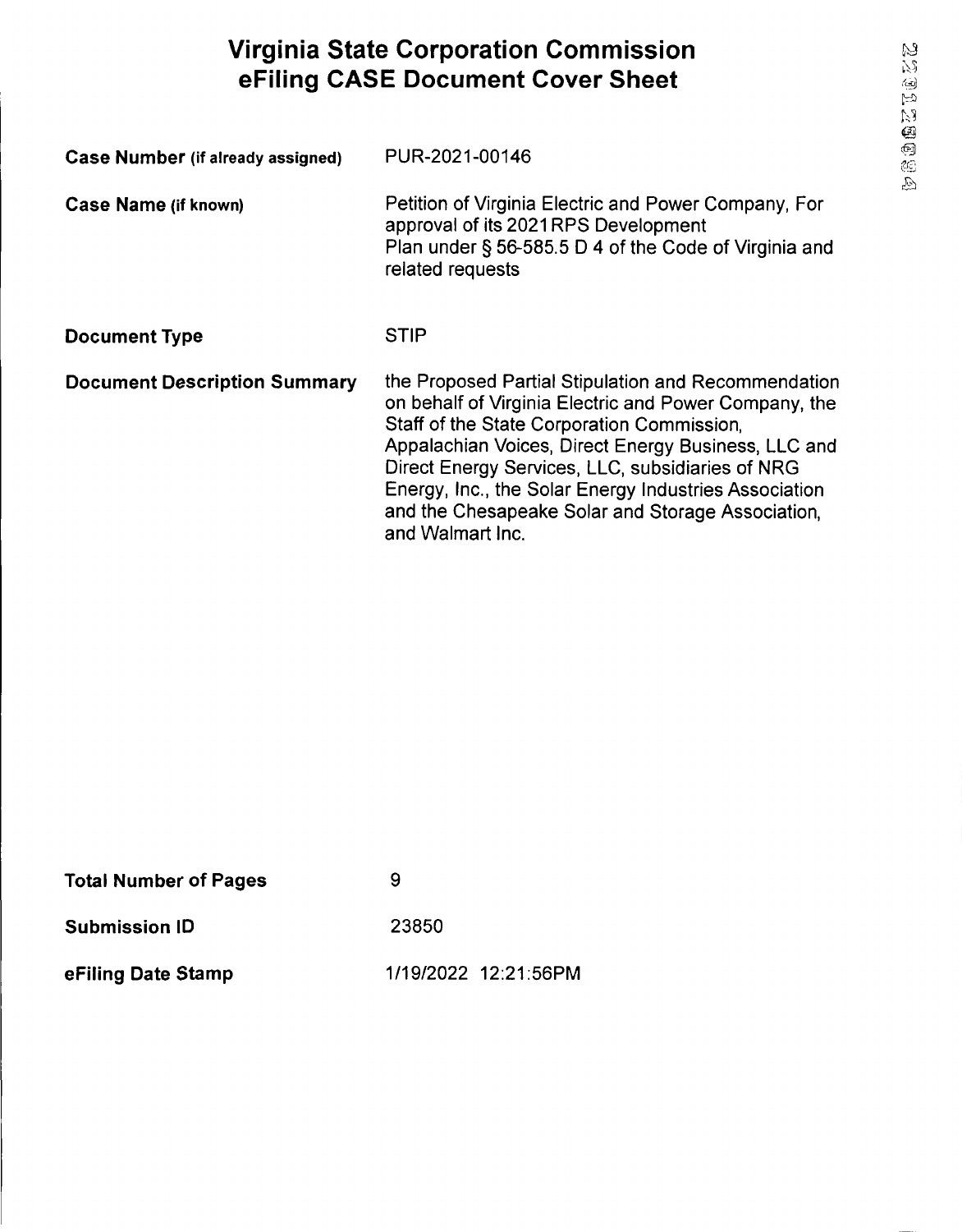# Virginia State Corporation Commission eFiling CASE Document Cover Sheet

| | |
|---|---|
| **Case Number (if already assigned)** | PUR-2021-00146 |
| **Case Name (if known)** | Petition of Virginia Electric and Power Company, For approval of its 2021RPS Development Plan under § 56-585.5 D 4 of the Code of Virginia and related requests |
| **Document Type** | STIP |
| **Document Description Summary** | the Proposed Partial Stipulation and Recommendation on behalf of Virginia Electric and Power Company, the Staff of the State Corporation Commission, Appalachian Voices, Direct Energy Business, LLC and Direct Energy Services, LLC, subsidiaries of NRG Energy, Inc., the Solar Energy Industries Association and the Chesapeake Solar and Storage Association, and Walmart Inc. |
| **Total Number of Pages** | 9 |
| **Submission ID** | 23850 |
| **eFiling Date Stamp** | 1/19/2022 12:21:56PM |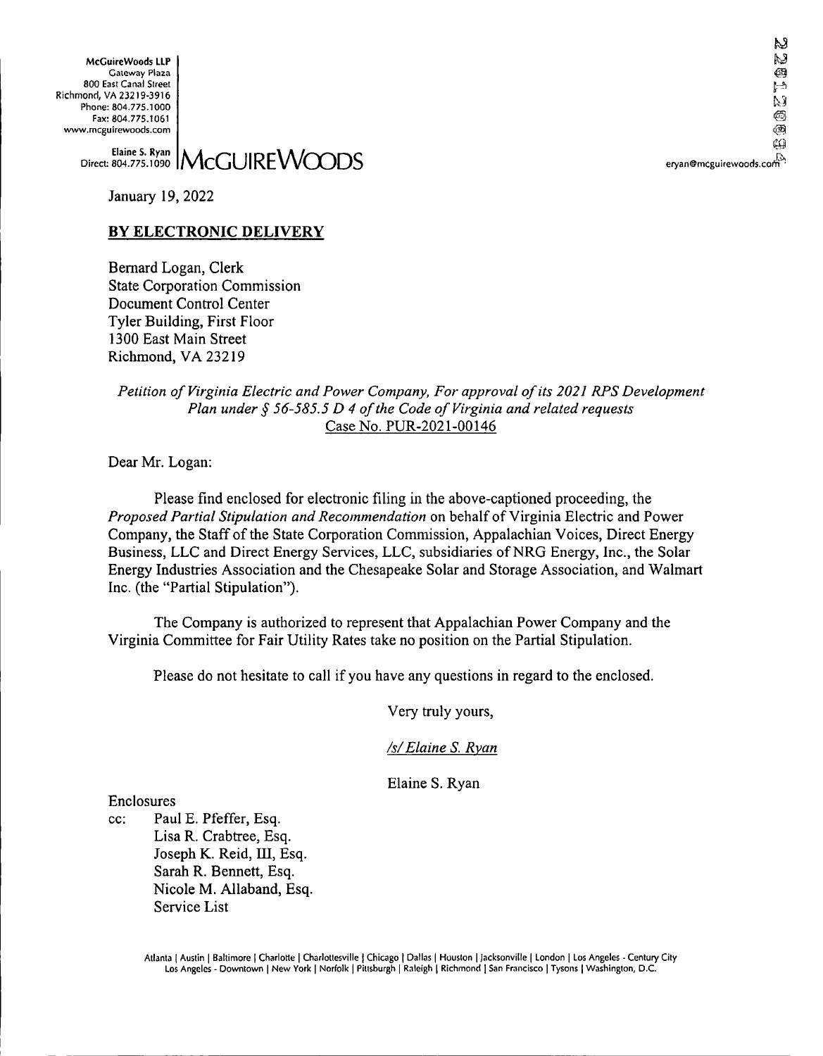McGuireWoods LLP
Gateway Plaza
800 East Canal Street
Richmond, VA 23219-3916
Phone: 804.775.1000
Fax: 804.775.1061
www.mcguirewoods.com

Elaine S. Ryan
Direct: 804.775.1090

**McGUIREWOODS**

eryan@mcguirewoods.com

January 19, 2022

**BY ELECTRONIC DELIVERY**

Bernard Logan, Clerk
State Corporation Commission
Document Control Center
Tyler Building, First Floor
1300 East Main Street
Richmond, VA 23219

*Petition of Virginia Electric and Power Company, For approval of its 2021 RPS Development Plan under § 56-585.5 D 4 of the Code of Virginia and related requests*
Case No. PUR-2021-00146

Dear Mr. Logan:

Please find enclosed for electronic filing in the above-captioned proceeding, the *Proposed Partial Stipulation and Recommendation* on behalf of Virginia Electric and Power Company, the Staff of the State Corporation Commission, Appalachian Voices, Direct Energy Business, LLC and Direct Energy Services, LLC, subsidiaries of NRG Energy, Inc., the Solar Energy Industries Association and the Chesapeake Solar and Storage Association, and Walmart Inc. (the "Partial Stipulation").

The Company is authorized to represent that Appalachian Power Company and the Virginia Committee for Fair Utility Rates take no position on the Partial Stipulation.

Please do not hesitate to call if you have any questions in regard to the enclosed.

Very truly yours,

*/s/ Elaine S. Ryan*

Elaine S. Ryan

Enclosures

cc: Paul E. Pfeffer, Esq.
Lisa R. Crabtree, Esq.
Joseph K. Reid, III, Esq.
Sarah R. Bennett, Esq.
Nicole M. Allaband, Esq.
Service List

Atlanta | Austin | Baltimore | Charlotte | Charlottesville | Chicago | Dallas | Houston | Jacksonville | London | Los Angeles - Century City
Los Angeles - Downtown | New York | Norfolk | Pittsburgh | Raleigh | Richmond | San Francisco | Tysons | Washington, D.C.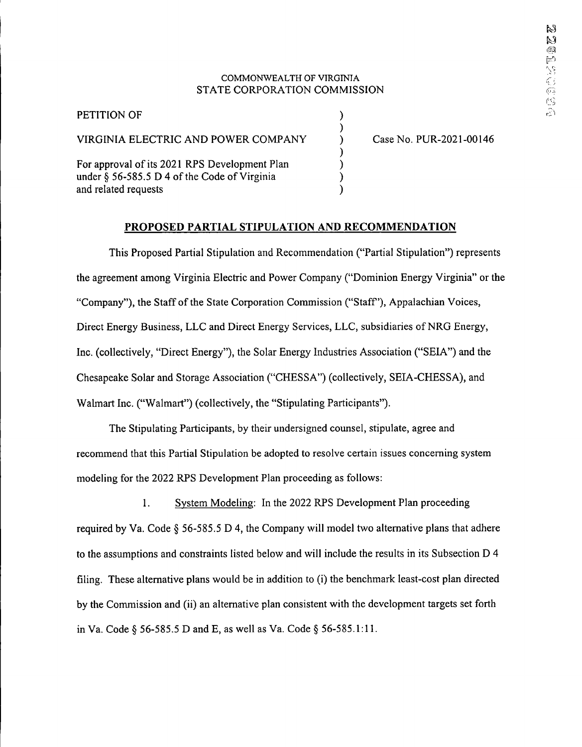COMMONWEALTH OF VIRGINIA
STATE CORPORATION COMMISSION

| | | |
|---|---|---|
| PETITION OF | ) | |
| | ) | |
| VIRGINIA ELECTRIC AND POWER COMPANY | ) | Case No. PUR-2021-00146 |
| | ) | |
| For approval of its 2021 RPS Development Plan | ) | |
| under § 56-585.5 D 4 of the Code of Virginia | ) | |
| and related requests | ) | |

## PROPOSED PARTIAL STIPULATION AND RECOMMENDATION

This Proposed Partial Stipulation and Recommendation ("Partial Stipulation") represents the agreement among Virginia Electric and Power Company ("Dominion Energy Virginia" or the "Company"), the Staff of the State Corporation Commission ("Staff"), Appalachian Voices, Direct Energy Business, LLC and Direct Energy Services, LLC, subsidiaries of NRG Energy, Inc. (collectively, "Direct Energy"), the Solar Energy Industries Association ("SEIA") and the Chesapeake Solar and Storage Association ("CHESSA") (collectively, SEIA-CHESSA), and Walmart Inc. ("Walmart") (collectively, the "Stipulating Participants").

The Stipulating Participants, by their undersigned counsel, stipulate, agree and recommend that this Partial Stipulation be adopted to resolve certain issues concerning system modeling for the 2022 RPS Development Plan proceeding as follows:

1. System Modeling: In the 2022 RPS Development Plan proceeding required by Va. Code § 56-585.5 D 4, the Company will model two alternative plans that adhere to the assumptions and constraints listed below and will include the results in its Subsection D 4 filing. These alternative plans would be in addition to (i) the benchmark least-cost plan directed by the Commission and (ii) an alternative plan consistent with the development targets set forth in Va. Code § 56-585.5 D and E, as well as Va. Code § 56-585.1:11.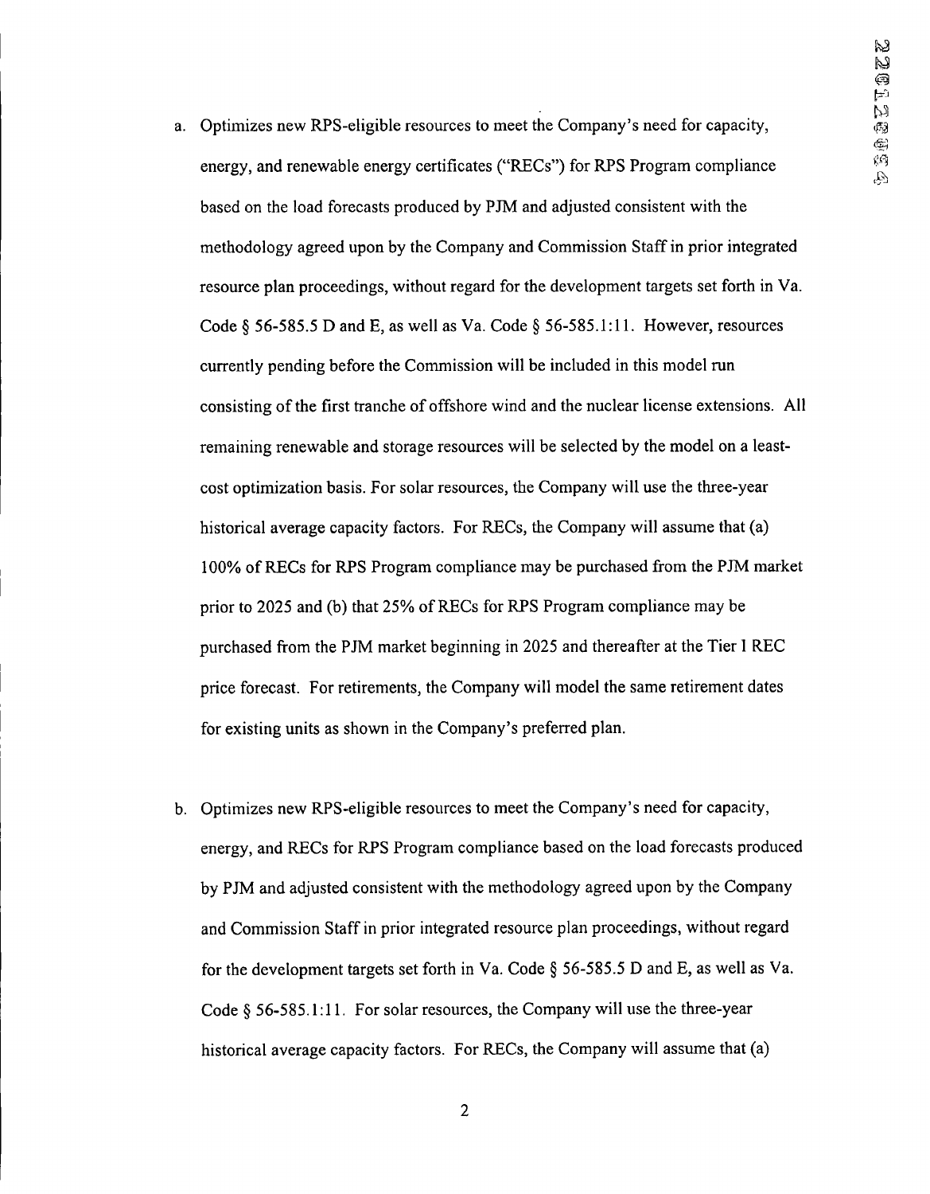a. Optimizes new RPS-eligible resources to meet the Company's need for capacity, energy, and renewable energy certificates ("RECs") for RPS Program compliance based on the load forecasts produced by PJM and adjusted consistent with the methodology agreed upon by the Company and Commission Staff in prior integrated resource plan proceedings, without regard for the development targets set forth in Va. Code § 56-585.5 D and E, as well as Va. Code § 56-585.1:11. However, resources currently pending before the Commission will be included in this model run consisting of the first tranche of offshore wind and the nuclear license extensions. All remaining renewable and storage resources will be selected by the model on a least-cost optimization basis. For solar resources, the Company will use the three-year historical average capacity factors. For RECs, the Company will assume that (a) 100% of RECs for RPS Program compliance may be purchased from the PJM market prior to 2025 and (b) that 25% of RECs for RPS Program compliance may be purchased from the PJM market beginning in 2025 and thereafter at the Tier 1 REC price forecast. For retirements, the Company will model the same retirement dates for existing units as shown in the Company's preferred plan.

b. Optimizes new RPS-eligible resources to meet the Company's need for capacity, energy, and RECs for RPS Program compliance based on the load forecasts produced by PJM and adjusted consistent with the methodology agreed upon by the Company and Commission Staff in prior integrated resource plan proceedings, without regard for the development targets set forth in Va. Code § 56-585.5 D and E, as well as Va. Code § 56-585.1:11. For solar resources, the Company will use the three-year historical average capacity factors. For RECs, the Company will assume that (a)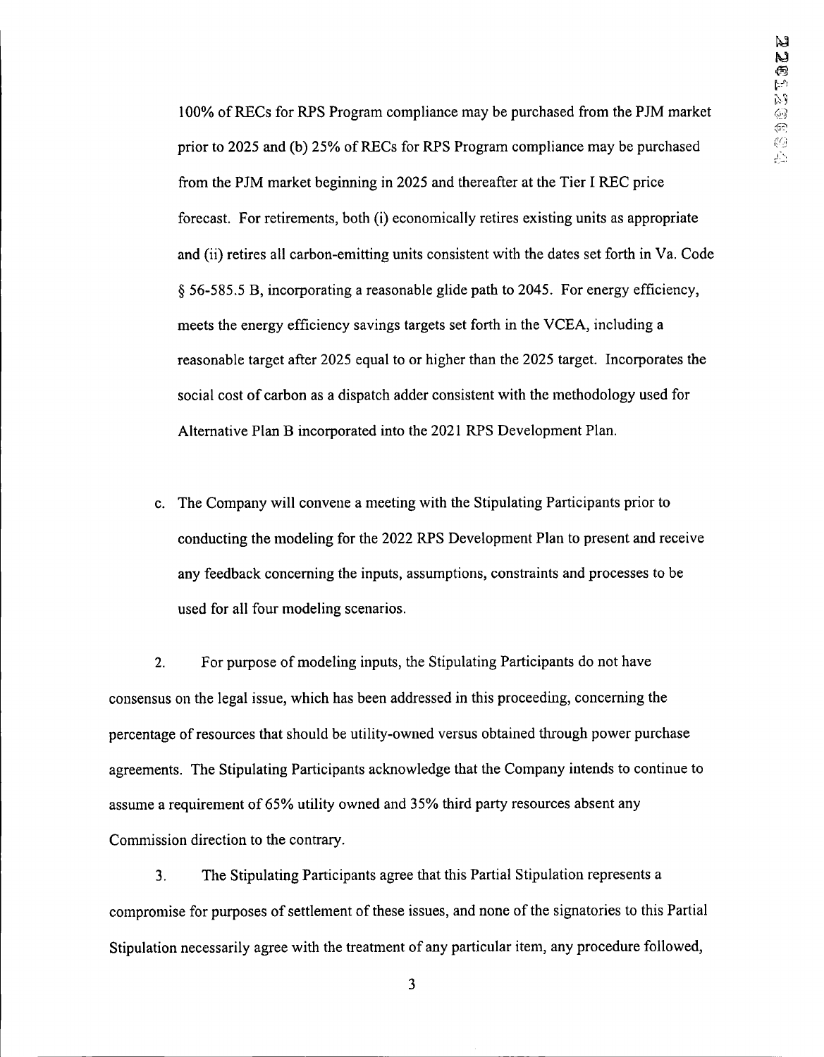100% of RECs for RPS Program compliance may be purchased from the PJM market prior to 2025 and (b) 25% of RECs for RPS Program compliance may be purchased from the PJM market beginning in 2025 and thereafter at the Tier I REC price forecast. For retirements, both (i) economically retires existing units as appropriate and (ii) retires all carbon-emitting units consistent with the dates set forth in Va. Code § 56-585.5 B, incorporating a reasonable glide path to 2045. For energy efficiency, meets the energy efficiency savings targets set forth in the VCEA, including a reasonable target after 2025 equal to or higher than the 2025 target. Incorporates the social cost of carbon as a dispatch adder consistent with the methodology used for Alternative Plan B incorporated into the 2021 RPS Development Plan.

c. The Company will convene a meeting with the Stipulating Participants prior to conducting the modeling for the 2022 RPS Development Plan to present and receive any feedback concerning the inputs, assumptions, constraints and processes to be used for all four modeling scenarios.

2. For purpose of modeling inputs, the Stipulating Participants do not have consensus on the legal issue, which has been addressed in this proceeding, concerning the percentage of resources that should be utility-owned versus obtained through power purchase agreements. The Stipulating Participants acknowledge that the Company intends to continue to assume a requirement of 65% utility owned and 35% third party resources absent any Commission direction to the contrary.

3. The Stipulating Participants agree that this Partial Stipulation represents a compromise for purposes of settlement of these issues, and none of the signatories to this Partial Stipulation necessarily agree with the treatment of any particular item, any procedure followed,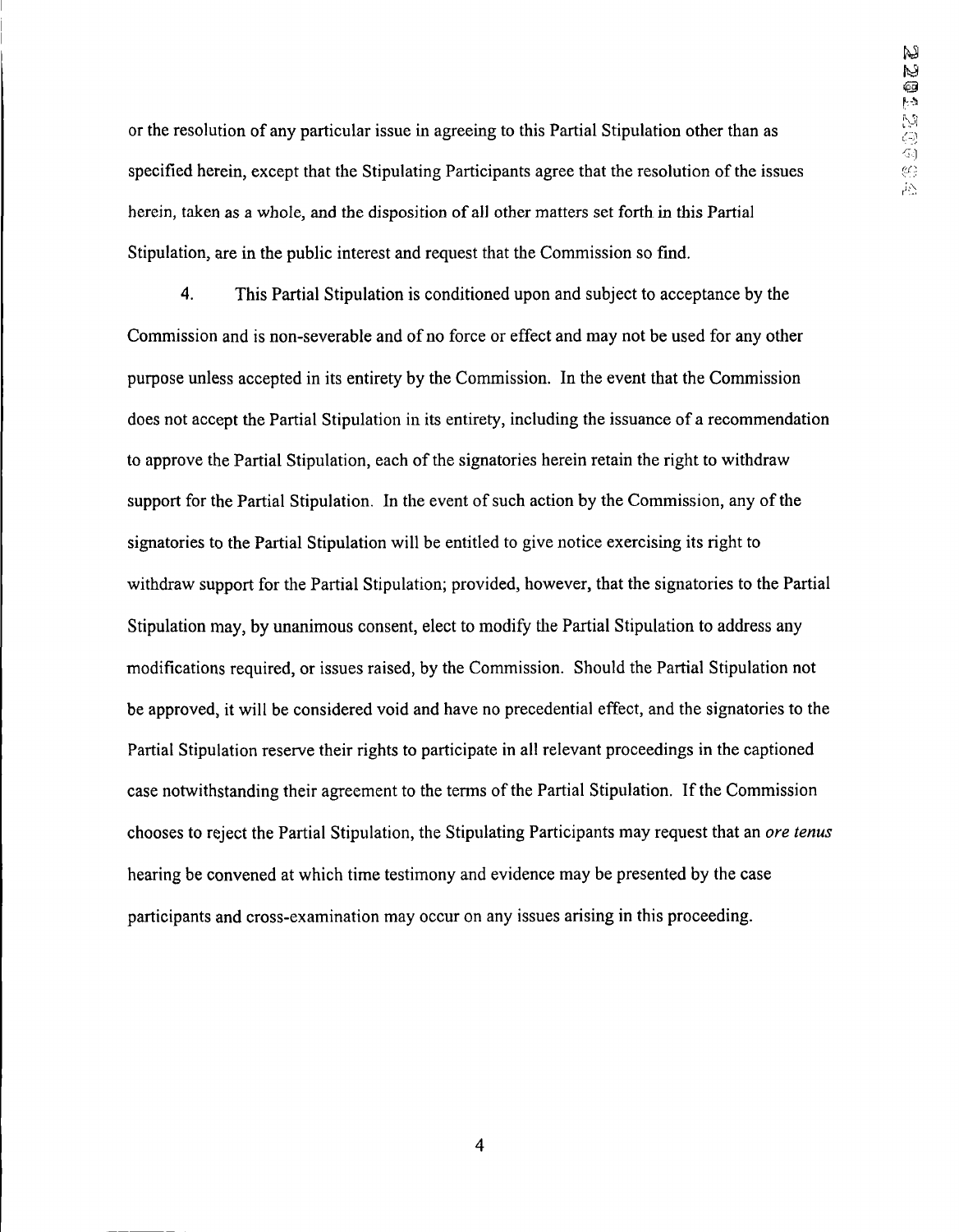or the resolution of any particular issue in agreeing to this Partial Stipulation other than as specified herein, except that the Stipulating Participants agree that the resolution of the issues herein, taken as a whole, and the disposition of all other matters set forth in this Partial Stipulation, are in the public interest and request that the Commission so find.

4. This Partial Stipulation is conditioned upon and subject to acceptance by the Commission and is non-severable and of no force or effect and may not be used for any other purpose unless accepted in its entirety by the Commission. In the event that the Commission does not accept the Partial Stipulation in its entirety, including the issuance of a recommendation to approve the Partial Stipulation, each of the signatories herein retain the right to withdraw support for the Partial Stipulation. In the event of such action by the Commission, any of the signatories to the Partial Stipulation will be entitled to give notice exercising its right to withdraw support for the Partial Stipulation; provided, however, that the signatories to the Partial Stipulation may, by unanimous consent, elect to modify the Partial Stipulation to address any modifications required, or issues raised, by the Commission. Should the Partial Stipulation not be approved, it will be considered void and have no precedential effect, and the signatories to the Partial Stipulation reserve their rights to participate in all relevant proceedings in the captioned case notwithstanding their agreement to the terms of the Partial Stipulation. If the Commission chooses to reject the Partial Stipulation, the Stipulating Participants may request that an *ore tenus* hearing be convened at which time testimony and evidence may be presented by the case participants and cross-examination may occur on any issues arising in this proceeding.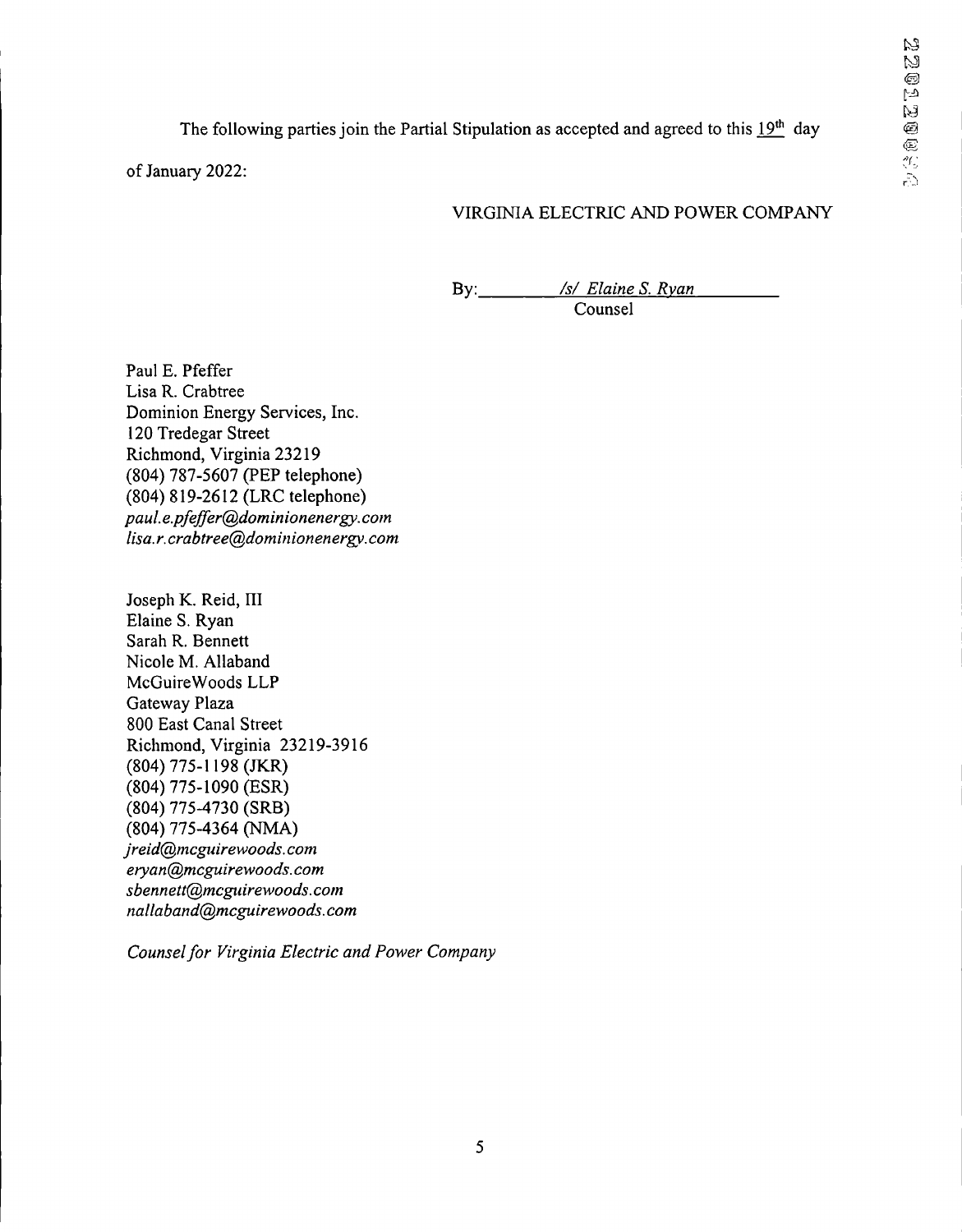The following parties join the Partial Stipulation as accepted and agreed to this 19th day of January 2022:

VIRGINIA ELECTRIC AND POWER COMPANY

By: /s/ Elaine S. Ryan
Counsel

Paul E. Pfeffer
Lisa R. Crabtree
Dominion Energy Services, Inc.
120 Tredegar Street
Richmond, Virginia 23219
(804) 787-5607 (PEP telephone)
(804) 819-2612 (LRC telephone)
*paul.e.pfeffer@dominionenergy.com*
*lisa.r.crabtree@dominionenergy.com*

Joseph K. Reid, III
Elaine S. Ryan
Sarah R. Bennett
Nicole M. Allaband
McGuireWoods LLP
Gateway Plaza
800 East Canal Street
Richmond, Virginia 23219-3916
(804) 775-1198 (JKR)
(804) 775-1090 (ESR)
(804) 775-4730 (SRB)
(804) 775-4364 (NMA)
*jreid@mcguirewoods.com*
*eryan@mcguirewoods.com*
*sbennett@mcguirewoods.com*
*nallaband@mcguirewoods.com*

*Counsel for Virginia Electric and Power Company*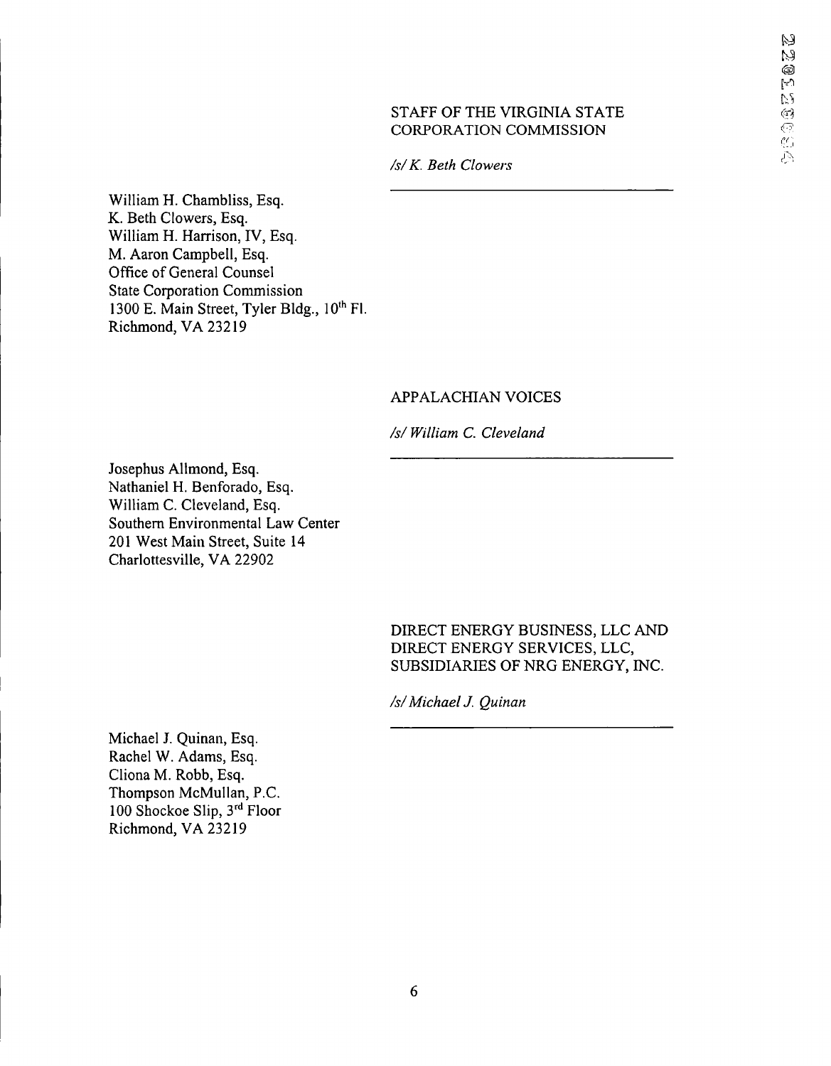STAFF OF THE VIRGINIA STATE CORPORATION COMMISSION

*/s/ K. Beth Clowers*

William H. Chambliss, Esq.
K. Beth Clowers, Esq.
William H. Harrison, IV, Esq.
M. Aaron Campbell, Esq.
Office of General Counsel
State Corporation Commission
1300 E. Main Street, Tyler Bldg., 10th Fl.
Richmond, VA 23219

APPALACHIAN VOICES

*/s/ William C. Cleveland*

Josephus Allmond, Esq.
Nathaniel H. Benforado, Esq.
William C. Cleveland, Esq.
Southern Environmental Law Center
201 West Main Street, Suite 14
Charlottesville, VA 22902

DIRECT ENERGY BUSINESS, LLC AND DIRECT ENERGY SERVICES, LLC, SUBSIDIARIES OF NRG ENERGY, INC.

*/s/ Michael J. Quinan*

Michael J. Quinan, Esq.
Rachel W. Adams, Esq.
Cliona M. Robb, Esq.
Thompson McMullan, P.C.
100 Shockoe Slip, 3rd Floor
Richmond, VA 23219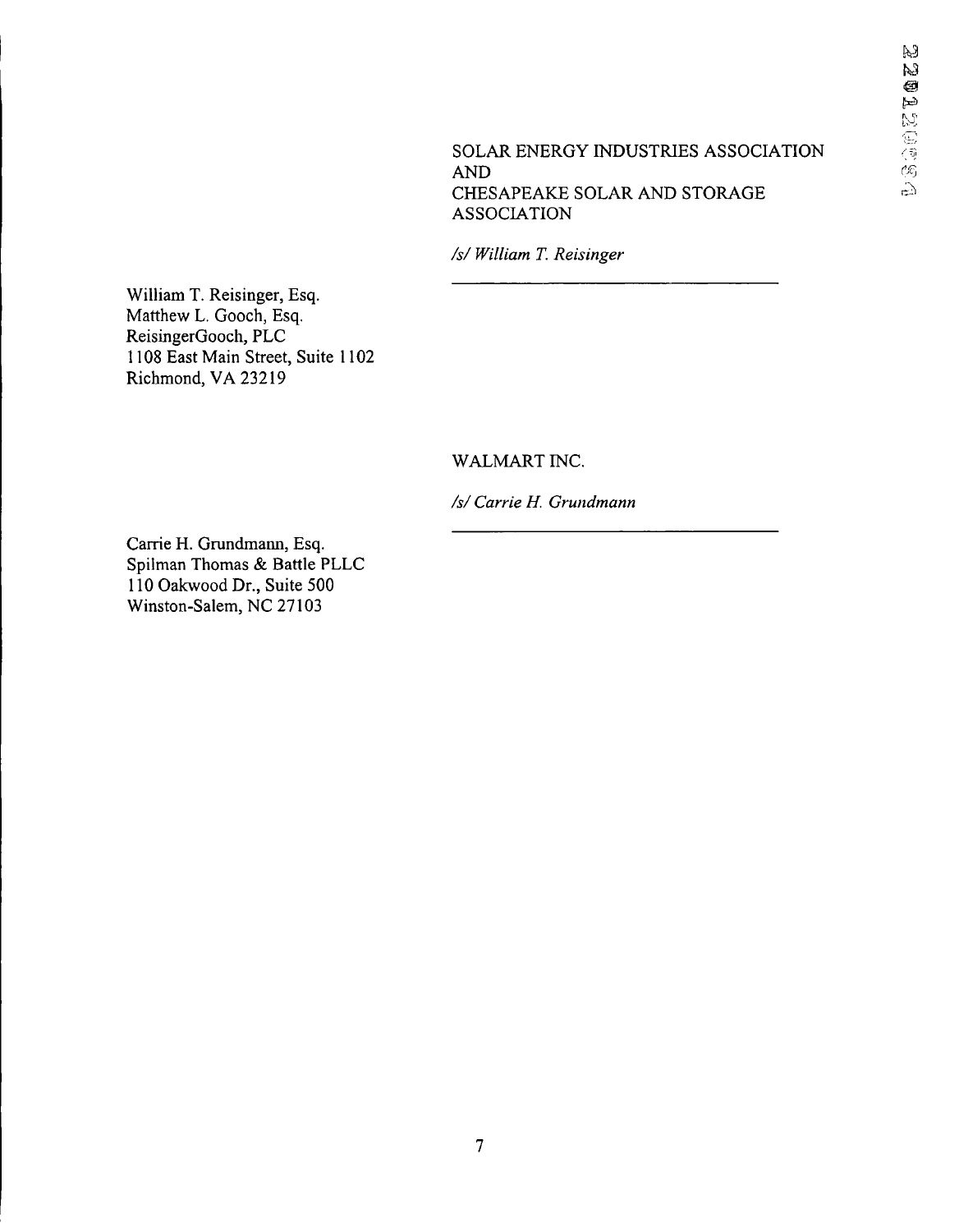SOLAR ENERGY INDUSTRIES ASSOCIATION
AND
CHESAPEAKE SOLAR AND STORAGE ASSOCIATION

*/s/ William T. Reisinger*

William T. Reisinger, Esq.
Matthew L. Gooch, Esq.
ReisingerGooch, PLC
1108 East Main Street, Suite 1102
Richmond, VA 23219

WALMART INC.

*/s/ Carrie H. Grundmann*

Carrie H. Grundmann, Esq.
Spilman Thomas & Battle PLLC
110 Oakwood Dr., Suite 500
Winston-Salem, NC 27103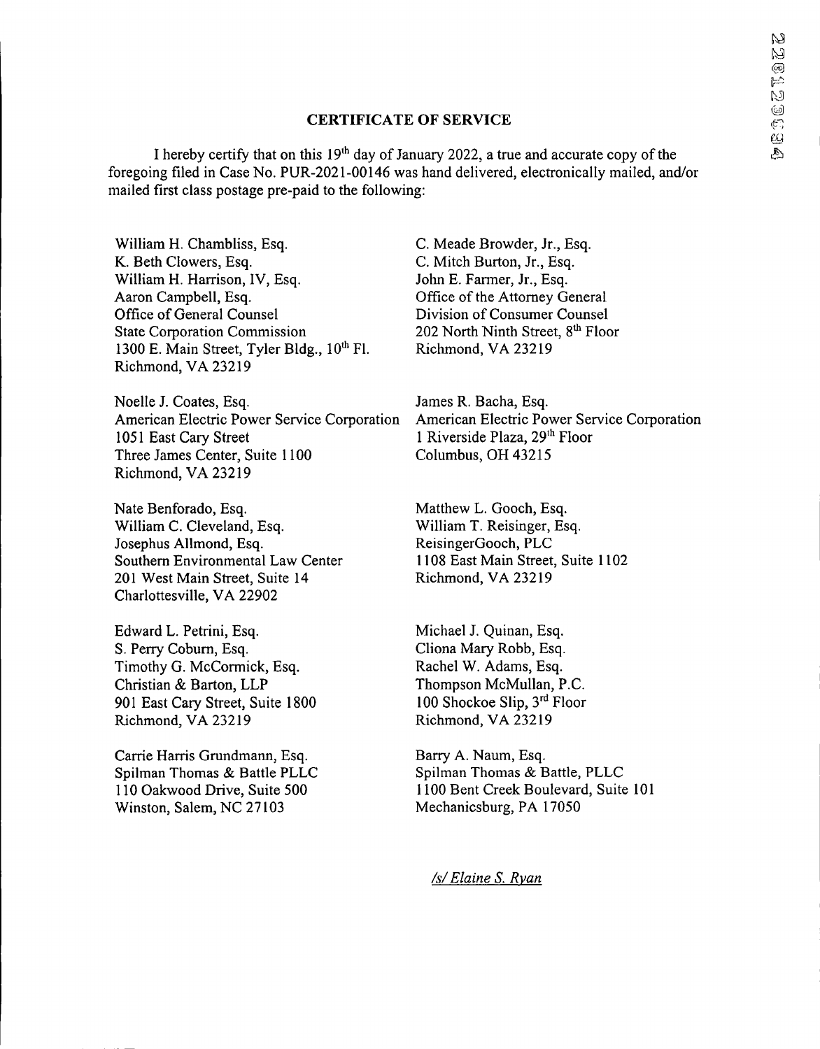# CERTIFICATE OF SERVICE

I hereby certify that on this 19th day of January 2022, a true and accurate copy of the foregoing filed in Case No. PUR-2021-00146 was hand delivered, electronically mailed, and/or mailed first class postage pre-paid to the following:

William H. Chambliss, Esq.
K. Beth Clowers, Esq.
William H. Harrison, IV, Esq.
Aaron Campbell, Esq.
Office of General Counsel
State Corporation Commission
1300 E. Main Street, Tyler Bldg., 10th Fl.
Richmond, VA 23219

C. Meade Browder, Jr., Esq.
C. Mitch Burton, Jr., Esq.
John E. Farmer, Jr., Esq.
Office of the Attorney General
Division of Consumer Counsel
202 North Ninth Street, 8th Floor
Richmond, VA 23219

Noelle J. Coates, Esq.
American Electric Power Service Corporation
1051 East Cary Street
Three James Center, Suite 1100
Richmond, VA 23219

James R. Bacha, Esq.
American Electric Power Service Corporation
1 Riverside Plaza, 29th Floor
Columbus, OH 43215

Nate Benforado, Esq.
William C. Cleveland, Esq.
Josephus Allmond, Esq.
Southern Environmental Law Center
201 West Main Street, Suite 14
Charlottesville, VA 22902

Matthew L. Gooch, Esq.
William T. Reisinger, Esq.
ReisingerGooch, PLC
1108 East Main Street, Suite 1102
Richmond, VA 23219

Edward L. Petrini, Esq.
S. Perry Coburn, Esq.
Timothy G. McCormick, Esq.
Christian & Barton, LLP
901 East Cary Street, Suite 1800
Richmond, VA 23219

Michael J. Quinan, Esq.
Cliona Mary Robb, Esq.
Rachel W. Adams, Esq.
Thompson McMullan, P.C.
100 Shockoe Slip, 3rd Floor
Richmond, VA 23219

Carrie Harris Grundmann, Esq.
Spilman Thomas & Battle PLLC
110 Oakwood Drive, Suite 500
Winston, Salem, NC 27103

Barry A. Naum, Esq.
Spilman Thomas & Battle, PLLC
1100 Bent Creek Boulevard, Suite 101
Mechanicsburg, PA 17050

*/s/ Elaine S. Ryan*